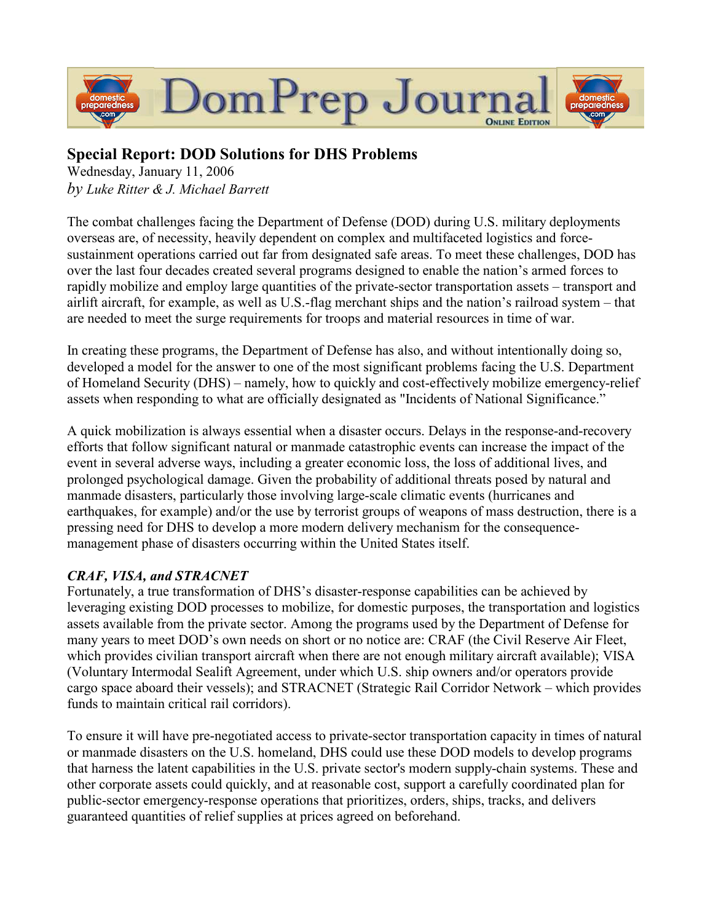# Special Report: DOD Solutions for DHS Problems

Wednesday, January 11, 2006

*by Luke Ritter & J. Michael Barrett*

The combat challenges facing the Department of Defense (DOD) during U.S. military deployments overseas are, of necessity, heavily dependent on complex and multifaceted logistics and force-sustainment operations carried out far from designated safe areas. To meet these challenges, DOD has over the last four decades created several programs designed to enable the nation's armed forces to rapidly mobilize and employ large quantities of the private-sector transportation assets – transport and airlift aircraft, for example, as well as U.S.-flag merchant ships and the nation's railroad system – that are needed to meet the surge requirements for troops and material resources in time of war.

In creating these programs, the Department of Defense has also, and without intentionally doing so, developed a model for the answer to one of the most significant problems facing the U.S. Department of Homeland Security (DHS) – namely, how to quickly and cost-effectively mobilize emergency-relief assets when responding to what are officially designated as "Incidents of National Significance."

A quick mobilization is always essential when a disaster occurs. Delays in the response-and-recovery efforts that follow significant natural or manmade catastrophic events can increase the impact of the event in several adverse ways, including a greater economic loss, the loss of additional lives, and prolonged psychological damage. Given the probability of additional threats posed by natural and manmade disasters, particularly those involving large-scale climatic events (hurricanes and earthquakes, for example) and/or the use by terrorist groups of weapons of mass destruction, there is a pressing need for DHS to develop a more modern delivery mechanism for the consequence-management phase of disasters occurring within the United States itself.

***CRAF, VISA, and STRACNET***

Fortunately, a true transformation of DHS's disaster-response capabilities can be achieved by leveraging existing DOD processes to mobilize, for domestic purposes, the transportation and logistics assets available from the private sector. Among the programs used by the Department of Defense for many years to meet DOD's own needs on short or no notice are: CRAF (the Civil Reserve Air Fleet, which provides civilian transport aircraft when there are not enough military aircraft available); VISA (Voluntary Intermodal Sealift Agreement, under which U.S. ship owners and/or operators provide cargo space aboard their vessels); and STRACNET (Strategic Rail Corridor Network – which provides funds to maintain critical rail corridors).

To ensure it will have pre-negotiated access to private-sector transportation capacity in times of natural or manmade disasters on the U.S. homeland, DHS could use these DOD models to develop programs that harness the latent capabilities in the U.S. private sector's modern supply-chain systems. These and other corporate assets could quickly, and at reasonable cost, support a carefully coordinated plan for public-sector emergency-response operations that prioritizes, orders, ships, tracks, and delivers guaranteed quantities of relief supplies at prices agreed on beforehand.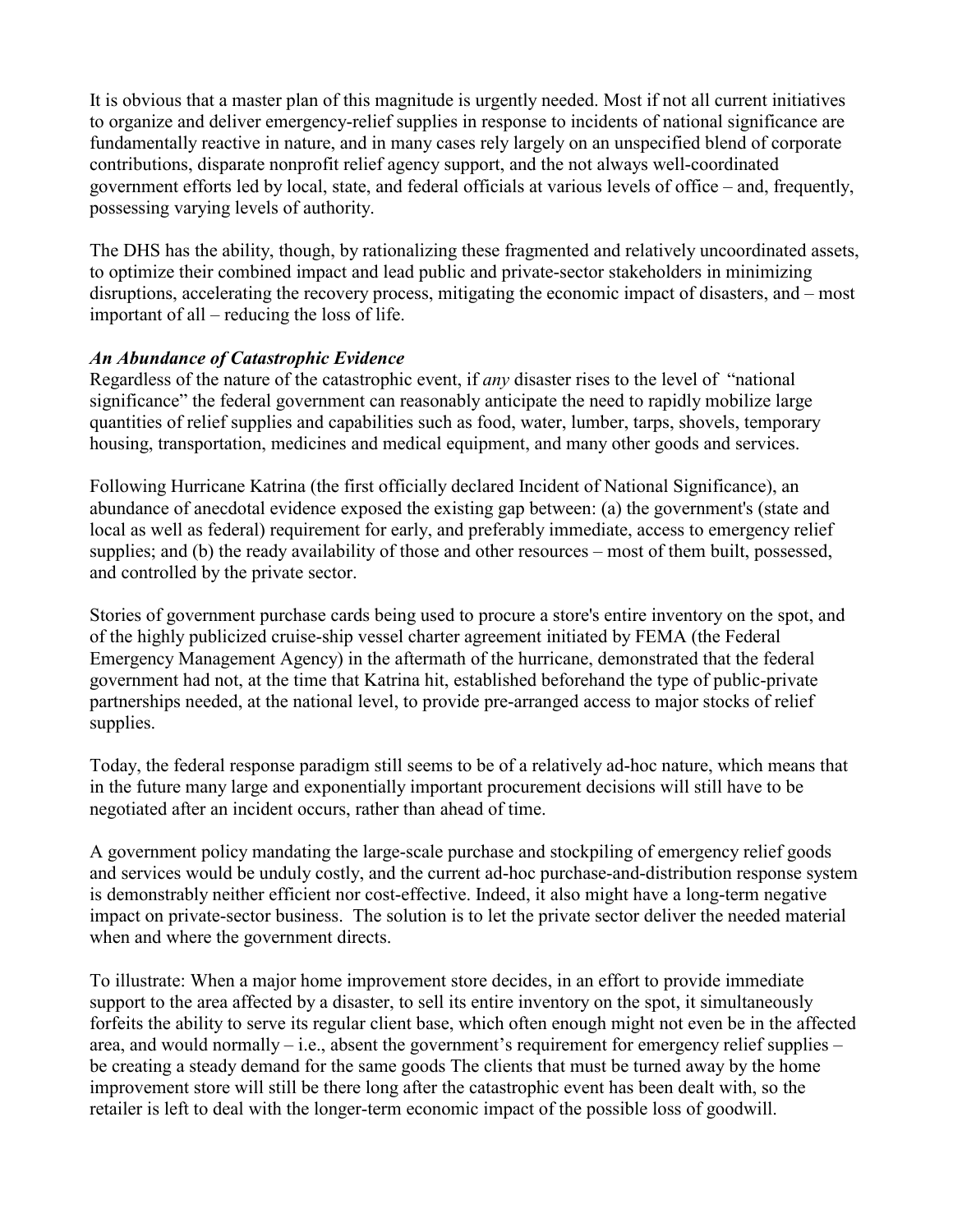It is obvious that a master plan of this magnitude is urgently needed. Most if not all current initiatives to organize and deliver emergency-relief supplies in response to incidents of national significance are fundamentally reactive in nature, and in many cases rely largely on an unspecified blend of corporate contributions, disparate nonprofit relief agency support, and the not always well-coordinated government efforts led by local, state, and federal officials at various levels of office – and, frequently, possessing varying levels of authority.

The DHS has the ability, though, by rationalizing these fragmented and relatively uncoordinated assets, to optimize their combined impact and lead public and private-sector stakeholders in minimizing disruptions, accelerating the recovery process, mitigating the economic impact of disasters, and – most important of all – reducing the loss of life.

***An Abundance of Catastrophic Evidence***

Regardless of the nature of the catastrophic event, if *any* disaster rises to the level of "national significance" the federal government can reasonably anticipate the need to rapidly mobilize large quantities of relief supplies and capabilities such as food, water, lumber, tarps, shovels, temporary housing, transportation, medicines and medical equipment, and many other goods and services.

Following Hurricane Katrina (the first officially declared Incident of National Significance), an abundance of anecdotal evidence exposed the existing gap between: (a) the government's (state and local as well as federal) requirement for early, and preferably immediate, access to emergency relief supplies; and (b) the ready availability of those and other resources – most of them built, possessed, and controlled by the private sector.

Stories of government purchase cards being used to procure a store's entire inventory on the spot, and of the highly publicized cruise-ship vessel charter agreement initiated by FEMA (the Federal Emergency Management Agency) in the aftermath of the hurricane, demonstrated that the federal government had not, at the time that Katrina hit, established beforehand the type of public-private partnerships needed, at the national level, to provide pre-arranged access to major stocks of relief supplies.

Today, the federal response paradigm still seems to be of a relatively ad-hoc nature, which means that in the future many large and exponentially important procurement decisions will still have to be negotiated after an incident occurs, rather than ahead of time.

A government policy mandating the large-scale purchase and stockpiling of emergency relief goods and services would be unduly costly, and the current ad-hoc purchase-and-distribution response system is demonstrably neither efficient nor cost-effective. Indeed, it also might have a long-term negative impact on private-sector business. The solution is to let the private sector deliver the needed material when and where the government directs.

To illustrate: When a major home improvement store decides, in an effort to provide immediate support to the area affected by a disaster, to sell its entire inventory on the spot, it simultaneously forfeits the ability to serve its regular client base, which often enough might not even be in the affected area, and would normally – i.e., absent the government's requirement for emergency relief supplies – be creating a steady demand for the same goods The clients that must be turned away by the home improvement store will still be there long after the catastrophic event has been dealt with, so the retailer is left to deal with the longer-term economic impact of the possible loss of goodwill.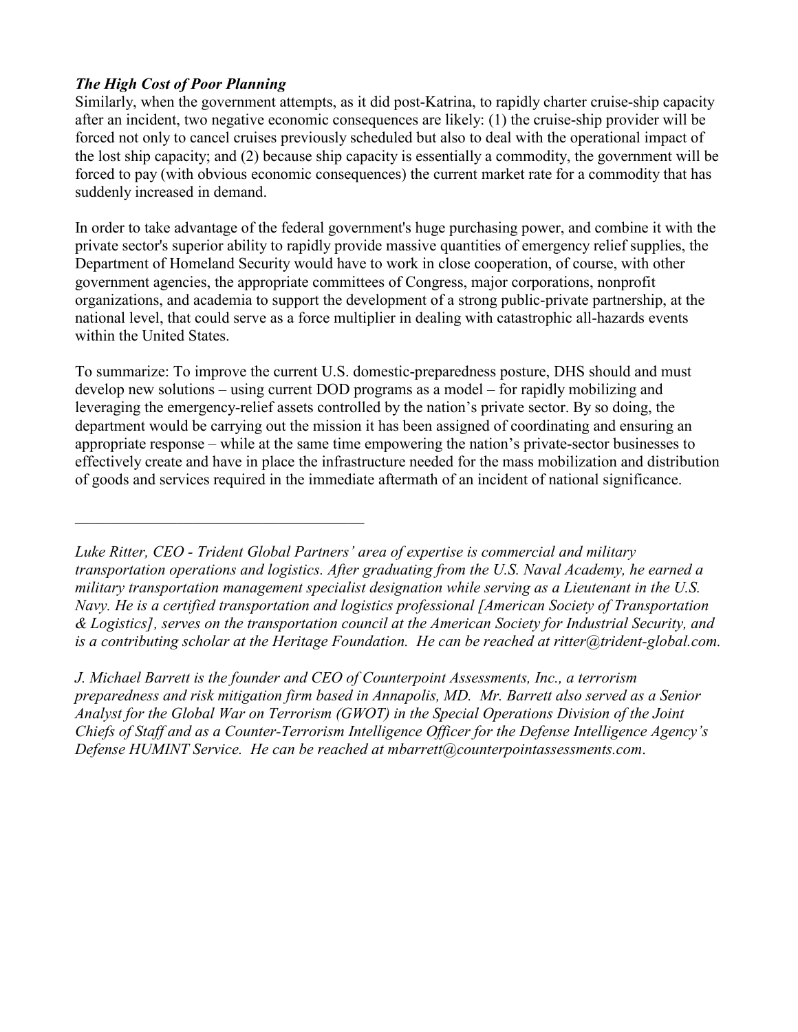***The High Cost of Poor Planning***

Similarly, when the government attempts, as it did post-Katrina, to rapidly charter cruise-ship capacity after an incident, two negative economic consequences are likely: (1) the cruise-ship provider will be forced not only to cancel cruises previously scheduled but also to deal with the operational impact of the lost ship capacity; and (2) because ship capacity is essentially a commodity, the government will be forced to pay (with obvious economic consequences) the current market rate for a commodity that has suddenly increased in demand.

In order to take advantage of the federal government's huge purchasing power, and combine it with the private sector's superior ability to rapidly provide massive quantities of emergency relief supplies, the Department of Homeland Security would have to work in close cooperation, of course, with other government agencies, the appropriate committees of Congress, major corporations, nonprofit organizations, and academia to support the development of a strong public-private partnership, at the national level, that could serve as a force multiplier in dealing with catastrophic all-hazards events within the United States.

To summarize: To improve the current U.S. domestic-preparedness posture, DHS should and must develop new solutions – using current DOD programs as a model – for rapidly mobilizing and leveraging the emergency-relief assets controlled by the nation's private sector. By so doing, the department would be carrying out the mission it has been assigned of coordinating and ensuring an appropriate response – while at the same time empowering the nation's private-sector businesses to effectively create and have in place the infrastructure needed for the mass mobilization and distribution of goods and services required in the immediate aftermath of an incident of national significance.

---

*Luke Ritter, CEO - Trident Global Partners' area of expertise is commercial and military transportation operations and logistics. After graduating from the U.S. Naval Academy, he earned a military transportation management specialist designation while serving as a Lieutenant in the U.S. Navy. He is a certified transportation and logistics professional [American Society of Transportation & Logistics], serves on the transportation council at the American Society for Industrial Security, and is a contributing scholar at the Heritage Foundation. He can be reached at ritter@trident-global.com.*

*J. Michael Barrett is the founder and CEO of Counterpoint Assessments, Inc., a terrorism preparedness and risk mitigation firm based in Annapolis, MD. Mr. Barrett also served as a Senior Analyst for the Global War on Terrorism (GWOT) in the Special Operations Division of the Joint Chiefs of Staff and as a Counter-Terrorism Intelligence Officer for the Defense Intelligence Agency's Defense HUMINT Service. He can be reached at mbarrett@counterpointassessments.com.*